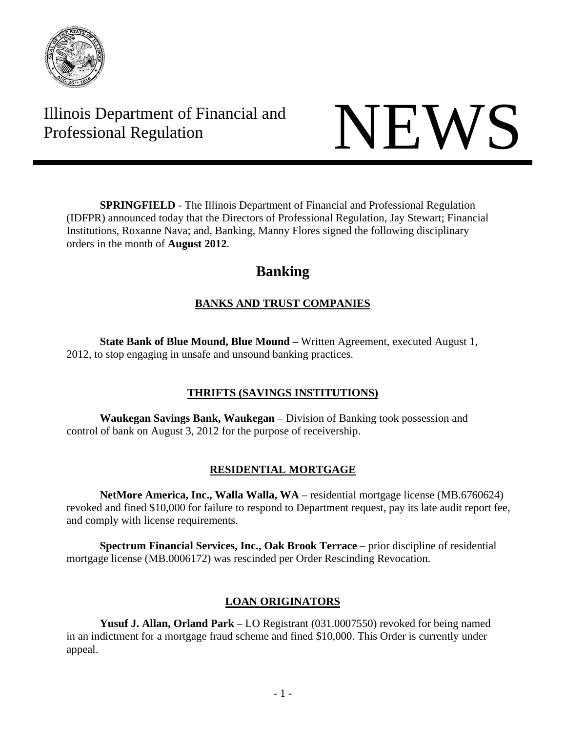Illinois Department of Financial and Professional Regulation

# NEWS

**SPRINGFIELD** - The Illinois Department of Financial and Professional Regulation (IDFPR) announced today that the Directors of Professional Regulation, Jay Stewart; Financial Institutions, Roxanne Nava; and, Banking, Manny Flores signed the following disciplinary orders in the month of **August 2012**.

## Banking

### BANKS AND TRUST COMPANIES

**State Bank of Blue Mound, Blue Mound –** Written Agreement, executed August 1, 2012, to stop engaging in unsafe and unsound banking practices.

### THRIFTS (SAVINGS INSTITUTIONS)

**Waukegan Savings Bank, Waukegan** – Division of Banking took possession and control of bank on August 3, 2012 for the purpose of receivership.

### RESIDENTIAL MORTGAGE

**NetMore America, Inc., Walla Walla, WA** – residential mortgage license (MB.6760624) revoked and fined $10,000 for failure to respond to Department request, pay its late audit report fee, and comply with license requirements.

**Spectrum Financial Services, Inc., Oak Brook Terrace** – prior discipline of residential mortgage license (MB.0006172) was rescinded per Order Rescinding Revocation.

### LOAN ORIGINATORS

**Yusuf J. Allan, Orland Park** – LO Registrant (031.0007550) revoked for being named in an indictment for a mortgage fraud scheme and fined $10,000. This Order is currently under appeal.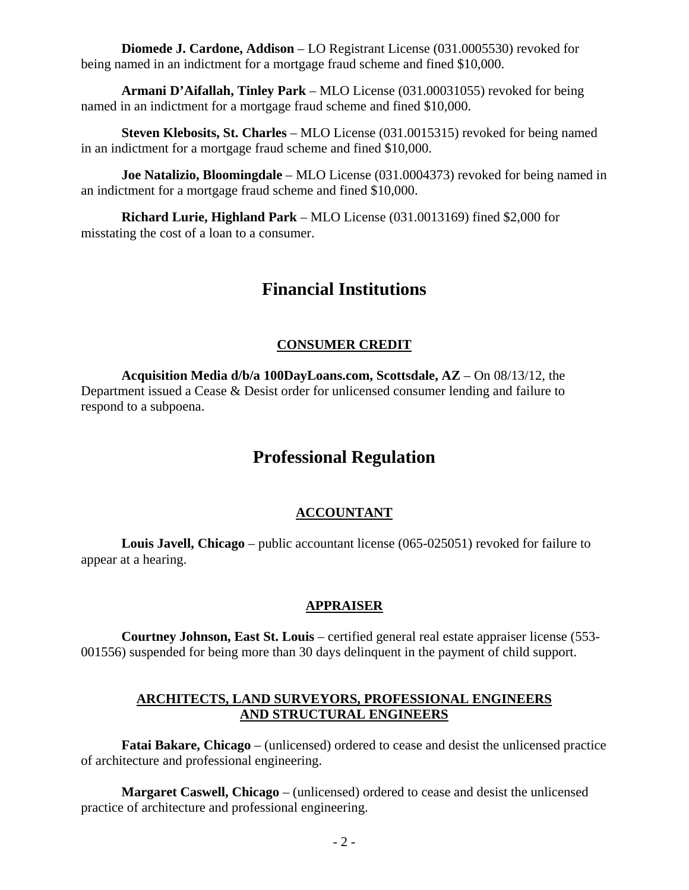**Diomede J. Cardone, Addison** – LO Registrant License (031.0005530) revoked for being named in an indictment for a mortgage fraud scheme and fined $10,000.

**Armani D'Aifallah, Tinley Park** – MLO License (031.00031055) revoked for being named in an indictment for a mortgage fraud scheme and fined $10,000.

**Steven Klebosits, St. Charles** – MLO License (031.0015315) revoked for being named in an indictment for a mortgage fraud scheme and fined $10,000.

**Joe Natalizio, Bloomingdale** – MLO License (031.0004373) revoked for being named in an indictment for a mortgage fraud scheme and fined $10,000.

**Richard Lurie, Highland Park** – MLO License (031.0013169) fined $2,000 for misstating the cost of a loan to a consumer.

# Financial Institutions

## CONSUMER CREDIT

**Acquisition Media d/b/a 100DayLoans.com, Scottsdale, AZ** – On 08/13/12, the Department issued a Cease & Desist order for unlicensed consumer lending and failure to respond to a subpoena.

# Professional Regulation

## ACCOUNTANT

**Louis Javell, Chicago** – public accountant license (065-025051) revoked for failure to appear at a hearing.

## APPRAISER

**Courtney Johnson, East St. Louis** – certified general real estate appraiser license (553-001556) suspended for being more than 30 days delinquent in the payment of child support.

## ARCHITECTS, LAND SURVEYORS, PROFESSIONAL ENGINEERS AND STRUCTURAL ENGINEERS

**Fatai Bakare, Chicago** – (unlicensed) ordered to cease and desist the unlicensed practice of architecture and professional engineering.

**Margaret Caswell, Chicago** – (unlicensed) ordered to cease and desist the unlicensed practice of architecture and professional engineering.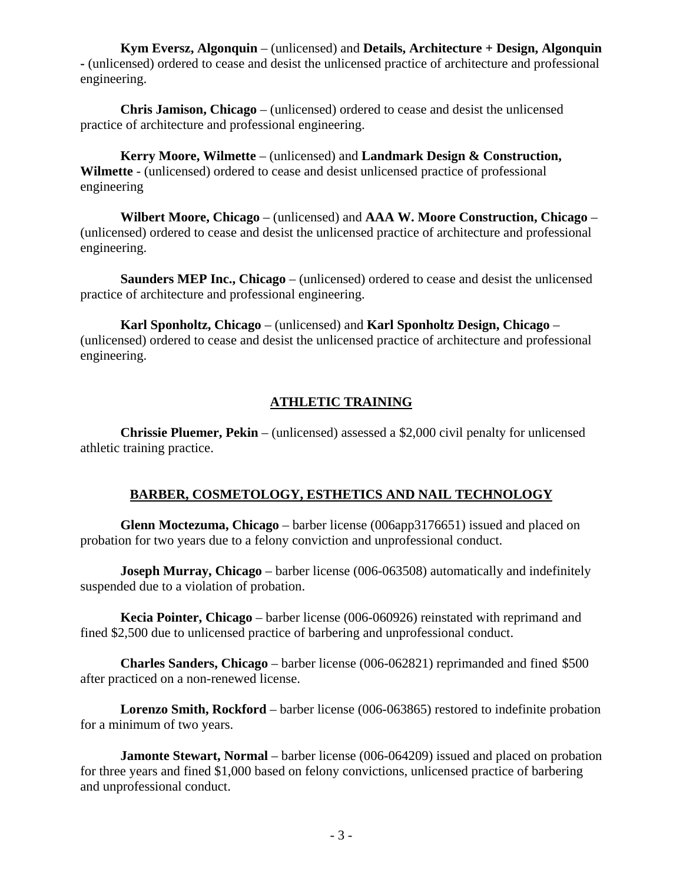**Kym Eversz, Algonquin** – (unlicensed) and **Details, Architecture + Design, Algonquin** - (unlicensed) ordered to cease and desist the unlicensed practice of architecture and professional engineering.

**Chris Jamison, Chicago** – (unlicensed) ordered to cease and desist the unlicensed practice of architecture and professional engineering.

**Kerry Moore, Wilmette** – (unlicensed) and **Landmark Design & Construction, Wilmette** - (unlicensed) ordered to cease and desist unlicensed practice of professional engineering

**Wilbert Moore, Chicago** – (unlicensed) and **AAA W. Moore Construction, Chicago** – (unlicensed) ordered to cease and desist the unlicensed practice of architecture and professional engineering.

**Saunders MEP Inc., Chicago** – (unlicensed) ordered to cease and desist the unlicensed practice of architecture and professional engineering.

**Karl Sponholtz, Chicago** – (unlicensed) and **Karl Sponholtz Design, Chicago** – (unlicensed) ordered to cease and desist the unlicensed practice of architecture and professional engineering.

## ATHLETIC TRAINING

**Chrissie Pluemer, Pekin** – (unlicensed) assessed a $2,000 civil penalty for unlicensed athletic training practice.

## BARBER, COSMETOLOGY, ESTHETICS AND NAIL TECHNOLOGY

**Glenn Moctezuma, Chicago** – barber license (006app3176651) issued and placed on probation for two years due to a felony conviction and unprofessional conduct.

**Joseph Murray, Chicago** – barber license (006-063508) automatically and indefinitely suspended due to a violation of probation.

**Kecia Pointer, Chicago** – barber license (006-060926) reinstated with reprimand and fined $2,500 due to unlicensed practice of barbering and unprofessional conduct.

**Charles Sanders, Chicago** – barber license (006-062821) reprimanded and fined $500 after practiced on a non-renewed license.

**Lorenzo Smith, Rockford** – barber license (006-063865) restored to indefinite probation for a minimum of two years.

**Jamonte Stewart, Normal** – barber license (006-064209) issued and placed on probation for three years and fined $1,000 based on felony convictions, unlicensed practice of barbering and unprofessional conduct.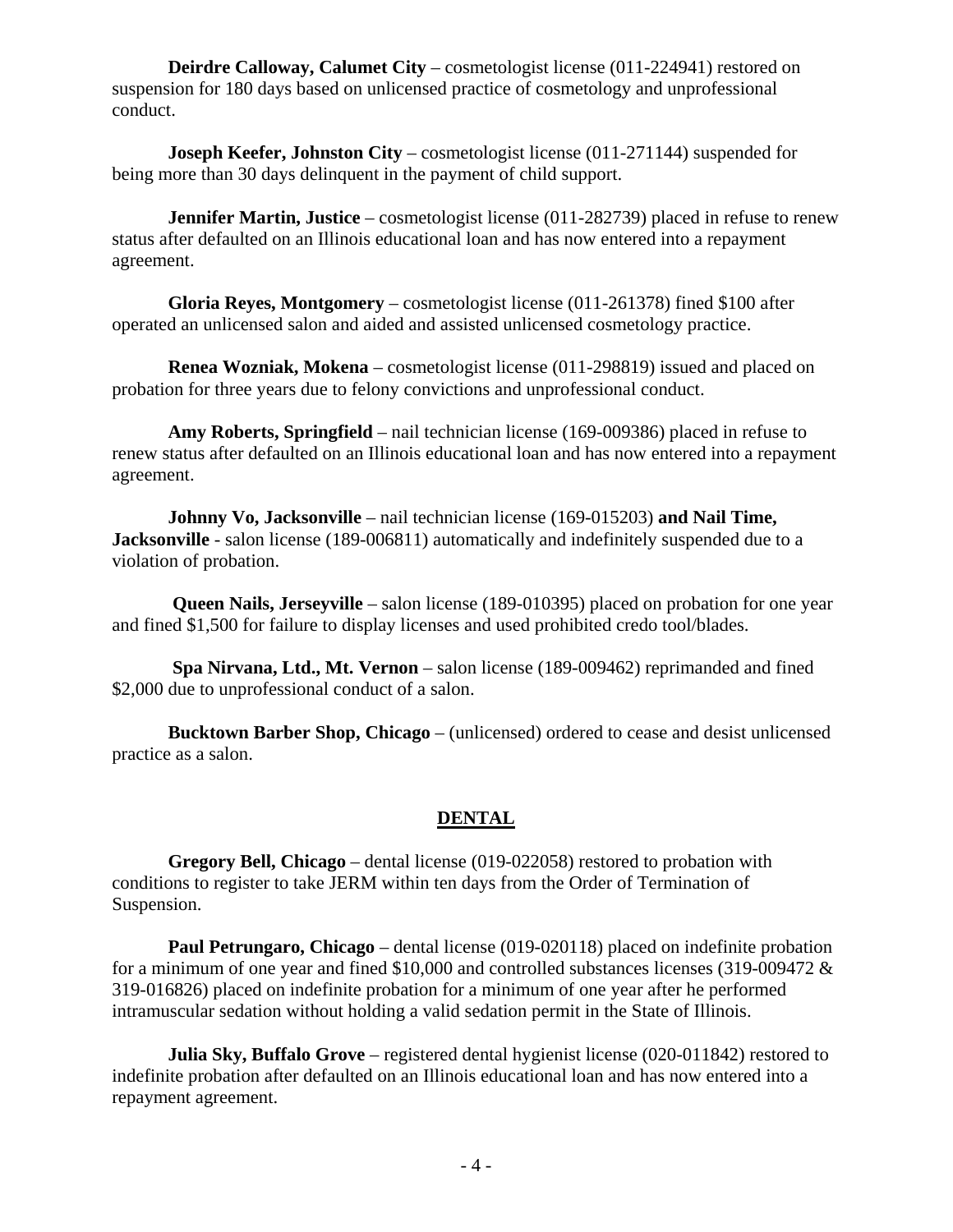**Deirdre Calloway, Calumet City** – cosmetologist license (011-224941) restored on suspension for 180 days based on unlicensed practice of cosmetology and unprofessional conduct.

**Joseph Keefer, Johnston City** – cosmetologist license (011-271144) suspended for being more than 30 days delinquent in the payment of child support.

**Jennifer Martin, Justice** – cosmetologist license (011-282739) placed in refuse to renew status after defaulted on an Illinois educational loan and has now entered into a repayment agreement.

**Gloria Reyes, Montgomery** – cosmetologist license (011-261378) fined $100 after operated an unlicensed salon and aided and assisted unlicensed cosmetology practice.

**Renea Wozniak, Mokena** – cosmetologist license (011-298819) issued and placed on probation for three years due to felony convictions and unprofessional conduct.

**Amy Roberts, Springfield** – nail technician license (169-009386) placed in refuse to renew status after defaulted on an Illinois educational loan and has now entered into a repayment agreement.

**Johnny Vo, Jacksonville** – nail technician license (169-015203) **and Nail Time, Jacksonville** - salon license (189-006811) automatically and indefinitely suspended due to a violation of probation.

**Queen Nails, Jerseyville** – salon license (189-010395) placed on probation for one year and fined $1,500 for failure to display licenses and used prohibited credo tool/blades.

**Spa Nirvana, Ltd., Mt. Vernon** – salon license (189-009462) reprimanded and fined $2,000 due to unprofessional conduct of a salon.

**Bucktown Barber Shop, Chicago** – (unlicensed) ordered to cease and desist unlicensed practice as a salon.

## DENTAL

**Gregory Bell, Chicago** – dental license (019-022058) restored to probation with conditions to register to take JERM within ten days from the Order of Termination of Suspension.

**Paul Petrungaro, Chicago** – dental license (019-020118) placed on indefinite probation for a minimum of one year and fined $10,000 and controlled substances licenses (319-009472 & 319-016826) placed on indefinite probation for a minimum of one year after he performed intramuscular sedation without holding a valid sedation permit in the State of Illinois.

**Julia Sky, Buffalo Grove** – registered dental hygienist license (020-011842) restored to indefinite probation after defaulted on an Illinois educational loan and has now entered into a repayment agreement.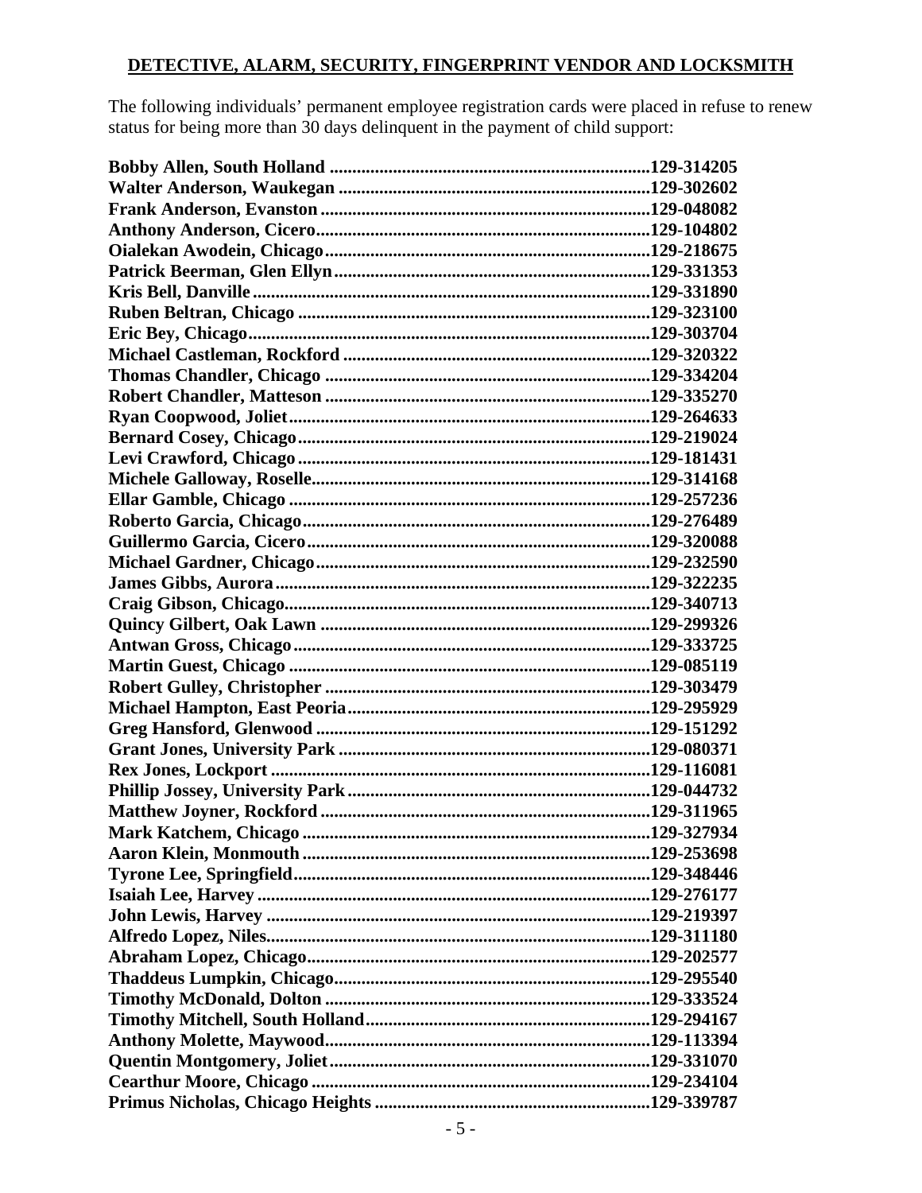## DETECTIVE, ALARM, SECURITY, FINGERPRINT VENDOR AND LOCKSMITH

The following individuals' permanent employee registration cards were placed in refuse to renew status for being more than 30 days delinquent in the payment of child support:

**Bobby Allen, South Holland ........................................................................129-314205**
**Walter Anderson, Waukegan ......................................................................129-302602**
**Frank Anderson, Evanston ..........................................................................129-048082**
**Anthony Anderson, Cicero...........................................................................129-104802**
**Oialekan Awodein, Chicago.........................................................................129-218675**
**Patrick Beerman, Glen Ellyn.......................................................................129-331353**
**Kris Bell, Danville ........................................................................................129-331890**
**Ruben Beltran, Chicago ..............................................................................129-323100**
**Eric Bey, Chicago..........................................................................................129-303704**
**Michael Castleman, Rockford ....................................................................129-320322**
**Thomas Chandler, Chicago ........................................................................129-334204**
**Robert Chandler, Matteson ........................................................................129-335270**
**Ryan Coopwood, Joliet................................................................................129-264633**
**Bernard Cosey, Chicago..............................................................................129-219024**
**Levi Crawford, Chicago ..............................................................................129-181431**
**Michele Galloway, Roselle...........................................................................129-314168**
**Ellar Gamble, Chicago ................................................................................129-257236**
**Roberto Garcia, Chicago.............................................................................129-276489**
**Guillermo Garcia, Cicero............................................................................129-320088**
**Michael Gardner, Chicago..........................................................................129-232590**
**James Gibbs, Aurora ...................................................................................129-322235**
**Craig Gibson, Chicago.................................................................................129-340713**
**Quincy Gilbert, Oak Lawn .........................................................................129-299326**
**Antwan Gross, Chicago ..............................................................................129-333725**
**Martin Guest, Chicago ................................................................................129-085119**
**Robert Gulley, Christopher ........................................................................129-303479**
**Michael Hampton, East Peoria...................................................................129-295929**
**Greg Hansford, Glenwood ..........................................................................129-151292**
**Grant Jones, University Park .....................................................................129-080371**
**Rex Jones, Lockport ....................................................................................129-116081**
**Phillip Jossey, University Park..................................................................129-044732**
**Matthew Joyner, Rockford .........................................................................129-311965**
**Mark Katchem, Chicago .............................................................................129-327934**
**Aaron Klein, Monmouth .............................................................................129-253698**
**Tyrone Lee, Springfield...............................................................................129-348446**
**Isaiah Lee, Harvey .......................................................................................129-276177**
**John Lewis, Harvey .....................................................................................129-219397**
**Alfredo Lopez, Niles.....................................................................................129-311180**
**Abraham Lopez, Chicago............................................................................129-202577**
**Thaddeus Lumpkin, Chicago......................................................................129-295540**
**Timothy McDonald, Dolton ........................................................................129-333524**
**Timothy Mitchell, South Holland...............................................................129-294167**
**Anthony Molette, Maywood........................................................................129-113394**
**Quentin Montgomery, Joliet.......................................................................129-331070**
**Cearthur Moore, Chicago ...........................................................................129-234104**
**Primus Nicholas, Chicago Heights .............................................................129-339787**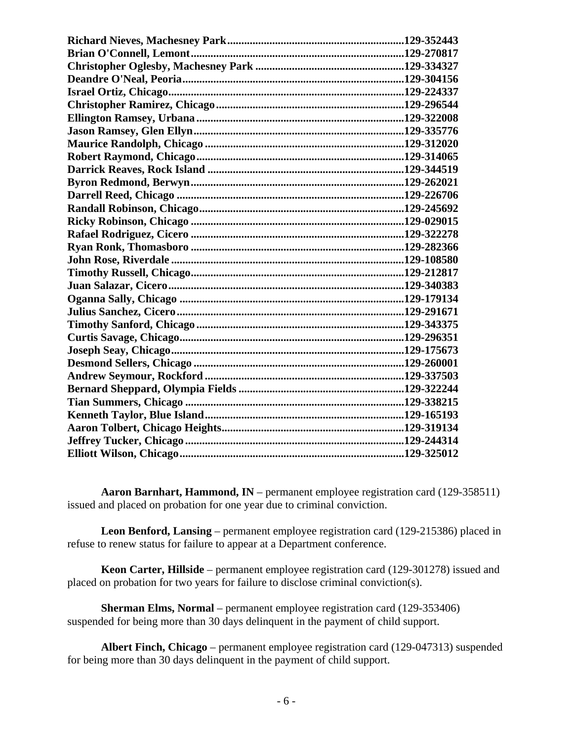**Richard Nieves, Machesney Park..............................................................129-352443**
**Brian O'Connell, Lemont...........................................................................129-270817**
**Christopher Oglesby, Machesney Park .....................................................129-334327**
**Deandre O'Neal, Peoria..............................................................................129-304156**
**Israel Ortiz, Chicago...................................................................................129-224337**
**Christopher Ramirez, Chicago..................................................................129-296544**
**Ellington Ramsey, Urbana.........................................................................129-322008**
**Jason Ramsey, Glen Ellyn..........................................................................129-335776**
**Maurice Randolph, Chicago......................................................................129-312020**
**Robert Raymond, Chicago.........................................................................129-314065**
**Darrick Reaves, Rock Island .....................................................................129-344519**
**Byron Redmond, Berwyn...........................................................................129-262021**
**Darrell Reed, Chicago ................................................................................129-226706**
**Randall Robinson, Chicago........................................................................129-245692**
**Ricky Robinson, Chicago ...........................................................................129-029015**
**Rafael Rodriguez, Cicero ...........................................................................129-322278**
**Ryan Ronk, Thomasboro ...........................................................................129-282366**
**John Rose, Riverdale ..................................................................................129-108580**
**Timothy Russell, Chicago...........................................................................129-212817**
**Juan Salazar, Cicero...................................................................................129-340383**
**Oganna Sally, Chicago ...............................................................................129-179134**
**Julius Sanchez, Cicero................................................................................129-291671**
**Timothy Sanford, Chicago.........................................................................129-343375**
**Curtis Savage, Chicago...............................................................................129-296351**
**Joseph Seay, Chicago..................................................................................129-175673**
**Desmond Sellers, Chicago..........................................................................129-260001**
**Andrew Seymour, Rockford......................................................................129-337503**
**Bernard Sheppard, Olympia Fields ..........................................................129-322244**
**Tian Summers, Chicago .............................................................................129-338215**
**Kenneth Taylor, Blue Island......................................................................129-165193**
**Aaron Tolbert, Chicago Heights................................................................129-319134**
**Jeffrey Tucker, Chicago.............................................................................129-244314**
**Elliott Wilson, Chicago...............................................................................129-325012**

**Aaron Barnhart, Hammond, IN** – permanent employee registration card (129-358511) issued and placed on probation for one year due to criminal conviction.

**Leon Benford, Lansing** – permanent employee registration card (129-215386) placed in refuse to renew status for failure to appear at a Department conference.

**Keon Carter, Hillside** – permanent employee registration card (129-301278) issued and placed on probation for two years for failure to disclose criminal conviction(s).

**Sherman Elms, Normal** – permanent employee registration card (129-353406) suspended for being more than 30 days delinquent in the payment of child support.

**Albert Finch, Chicago** – permanent employee registration card (129-047313) suspended for being more than 30 days delinquent in the payment of child support.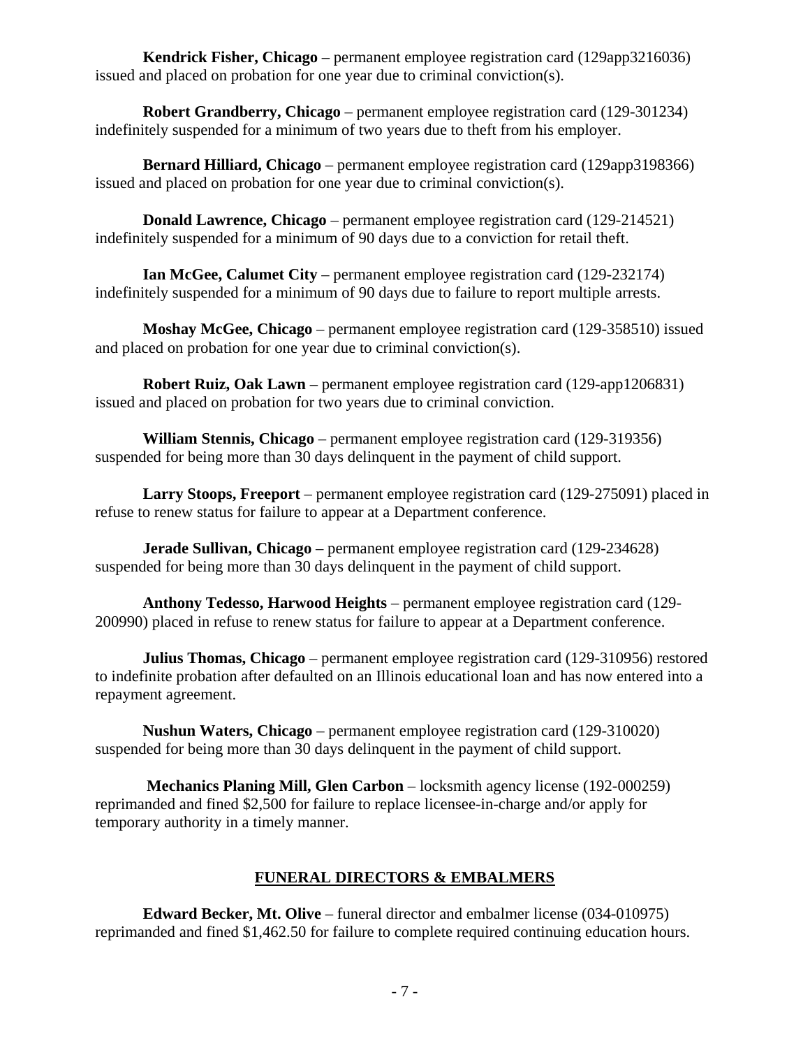**Kendrick Fisher, Chicago** – permanent employee registration card (129app3216036) issued and placed on probation for one year due to criminal conviction(s).

**Robert Grandberry, Chicago** – permanent employee registration card (129-301234) indefinitely suspended for a minimum of two years due to theft from his employer.

**Bernard Hilliard, Chicago** – permanent employee registration card (129app3198366) issued and placed on probation for one year due to criminal conviction(s).

**Donald Lawrence, Chicago** – permanent employee registration card (129-214521) indefinitely suspended for a minimum of 90 days due to a conviction for retail theft.

**Ian McGee, Calumet City** – permanent employee registration card (129-232174) indefinitely suspended for a minimum of 90 days due to failure to report multiple arrests.

**Moshay McGee, Chicago** – permanent employee registration card (129-358510) issued and placed on probation for one year due to criminal conviction(s).

**Robert Ruiz, Oak Lawn** – permanent employee registration card (129-app1206831) issued and placed on probation for two years due to criminal conviction.

**William Stennis, Chicago** – permanent employee registration card (129-319356) suspended for being more than 30 days delinquent in the payment of child support.

**Larry Stoops, Freeport** – permanent employee registration card (129-275091) placed in refuse to renew status for failure to appear at a Department conference.

**Jerade Sullivan, Chicago** – permanent employee registration card (129-234628) suspended for being more than 30 days delinquent in the payment of child support.

**Anthony Tedesso, Harwood Heights** – permanent employee registration card (129-200990) placed in refuse to renew status for failure to appear at a Department conference.

**Julius Thomas, Chicago** – permanent employee registration card (129-310956) restored to indefinite probation after defaulted on an Illinois educational loan and has now entered into a repayment agreement.

**Nushun Waters, Chicago** – permanent employee registration card (129-310020) suspended for being more than 30 days delinquent in the payment of child support.

**Mechanics Planing Mill, Glen Carbon** – locksmith agency license (192-000259) reprimanded and fined $2,500 for failure to replace licensee-in-charge and/or apply for temporary authority in a timely manner.

## FUNERAL DIRECTORS & EMBALMERS

**Edward Becker, Mt. Olive** – funeral director and embalmer license (034-010975) reprimanded and fined $1,462.50 for failure to complete required continuing education hours.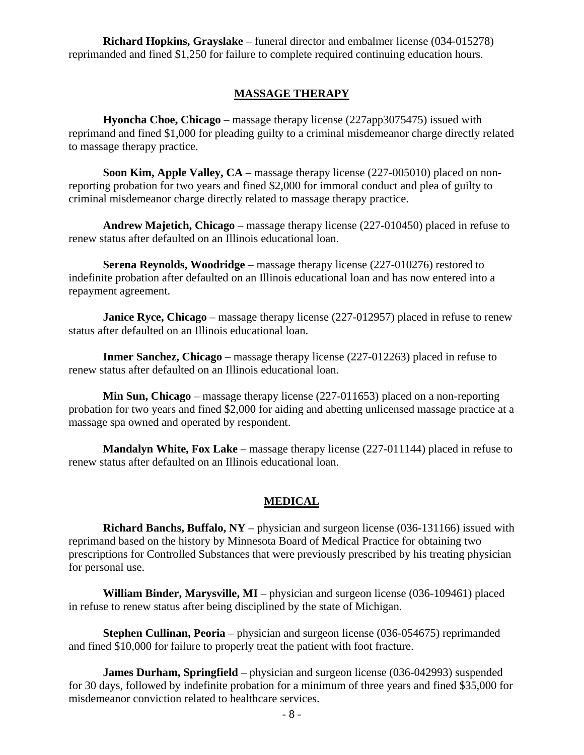**Richard Hopkins, Grayslake** – funeral director and embalmer license (034-015278) reprimanded and fined $1,250 for failure to complete required continuing education hours.

## MASSAGE THERAPY

**Hyoncha Choe, Chicago** – massage therapy license (227app3075475) issued with reprimand and fined $1,000 for pleading guilty to a criminal misdemeanor charge directly related to massage therapy practice.

**Soon Kim, Apple Valley, CA** – massage therapy license (227-005010) placed on non-reporting probation for two years and fined $2,000 for immoral conduct and plea of guilty to criminal misdemeanor charge directly related to massage therapy practice.

**Andrew Majetich, Chicago** – massage therapy license (227-010450) placed in refuse to renew status after defaulted on an Illinois educational loan.

**Serena Reynolds, Woodridge** – massage therapy license (227-010276) restored to indefinite probation after defaulted on an Illinois educational loan and has now entered into a repayment agreement.

**Janice Ryce, Chicago** – massage therapy license (227-012957) placed in refuse to renew status after defaulted on an Illinois educational loan.

**Inmer Sanchez, Chicago** – massage therapy license (227-012263) placed in refuse to renew status after defaulted on an Illinois educational loan.

**Min Sun, Chicago** – massage therapy license (227-011653) placed on a non-reporting probation for two years and fined $2,000 for aiding and abetting unlicensed massage practice at a massage spa owned and operated by respondent.

**Mandalyn White, Fox Lake** – massage therapy license (227-011144) placed in refuse to renew status after defaulted on an Illinois educational loan.

## MEDICAL

**Richard Banchs, Buffalo, NY** – physician and surgeon license (036-131166) issued with reprimand based on the history by Minnesota Board of Medical Practice for obtaining two prescriptions for Controlled Substances that were previously prescribed by his treating physician for personal use.

**William Binder, Marysville, MI** – physician and surgeon license (036-109461) placed in refuse to renew status after being disciplined by the state of Michigan.

**Stephen Cullinan, Peoria** – physician and surgeon license (036-054675) reprimanded and fined $10,000 for failure to properly treat the patient with foot fracture.

**James Durham, Springfield** – physician and surgeon license (036-042993) suspended for 30 days, followed by indefinite probation for a minimum of three years and fined $35,000 for misdemeanor conviction related to healthcare services.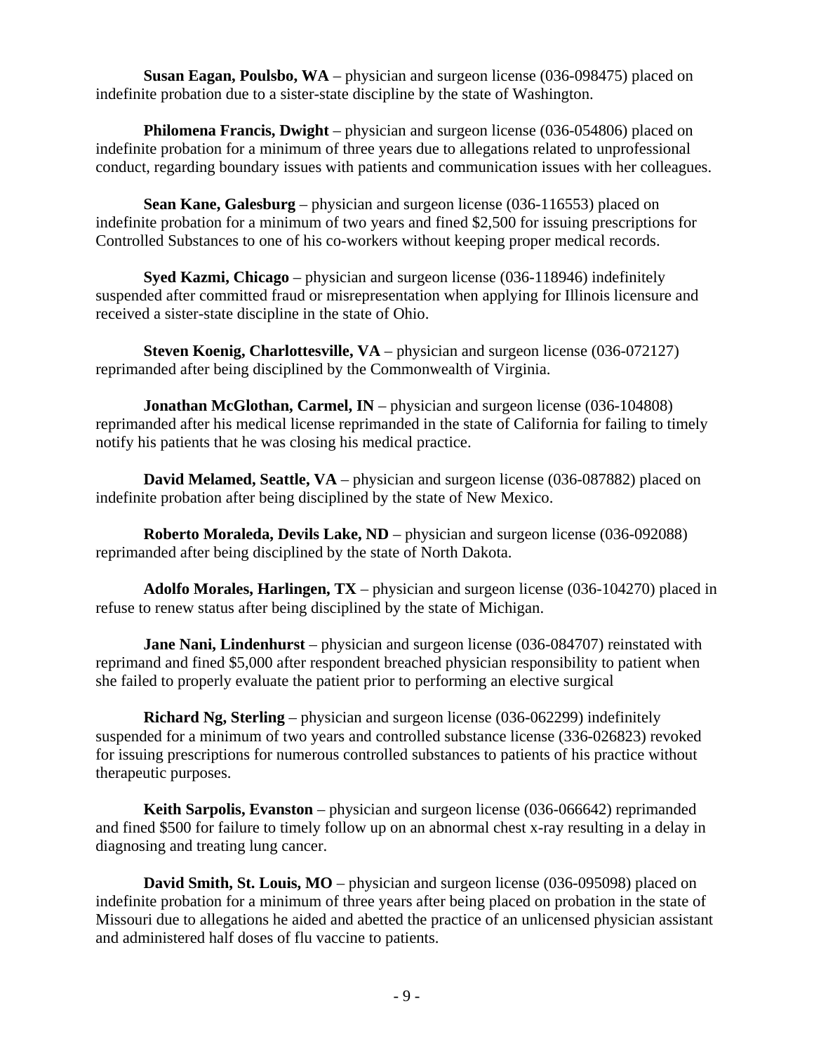**Susan Eagan, Poulsbo, WA** – physician and surgeon license (036-098475) placed on indefinite probation due to a sister-state discipline by the state of Washington.

**Philomena Francis, Dwight** – physician and surgeon license (036-054806) placed on indefinite probation for a minimum of three years due to allegations related to unprofessional conduct, regarding boundary issues with patients and communication issues with her colleagues.

**Sean Kane, Galesburg** – physician and surgeon license (036-116553) placed on indefinite probation for a minimum of two years and fined $2,500 for issuing prescriptions for Controlled Substances to one of his co-workers without keeping proper medical records.

**Syed Kazmi, Chicago** – physician and surgeon license (036-118946) indefinitely suspended after committed fraud or misrepresentation when applying for Illinois licensure and received a sister-state discipline in the state of Ohio.

**Steven Koenig, Charlottesville, VA** – physician and surgeon license (036-072127) reprimanded after being disciplined by the Commonwealth of Virginia.

**Jonathan McGlothan, Carmel, IN** – physician and surgeon license (036-104808) reprimanded after his medical license reprimanded in the state of California for failing to timely notify his patients that he was closing his medical practice.

**David Melamed, Seattle, VA** – physician and surgeon license (036-087882) placed on indefinite probation after being disciplined by the state of New Mexico.

**Roberto Moraleda, Devils Lake, ND** – physician and surgeon license (036-092088) reprimanded after being disciplined by the state of North Dakota.

**Adolfo Morales, Harlingen, TX** – physician and surgeon license (036-104270) placed in refuse to renew status after being disciplined by the state of Michigan.

**Jane Nani, Lindenhurst** – physician and surgeon license (036-084707) reinstated with reprimand and fined $5,000 after respondent breached physician responsibility to patient when she failed to properly evaluate the patient prior to performing an elective surgical

**Richard Ng, Sterling** – physician and surgeon license (036-062299) indefinitely suspended for a minimum of two years and controlled substance license (336-026823) revoked for issuing prescriptions for numerous controlled substances to patients of his practice without therapeutic purposes.

**Keith Sarpolis, Evanston** – physician and surgeon license (036-066642) reprimanded and fined $500 for failure to timely follow up on an abnormal chest x-ray resulting in a delay in diagnosing and treating lung cancer.

**David Smith, St. Louis, MO** – physician and surgeon license (036-095098) placed on indefinite probation for a minimum of three years after being placed on probation in the state of Missouri due to allegations he aided and abetted the practice of an unlicensed physician assistant and administered half doses of flu vaccine to patients.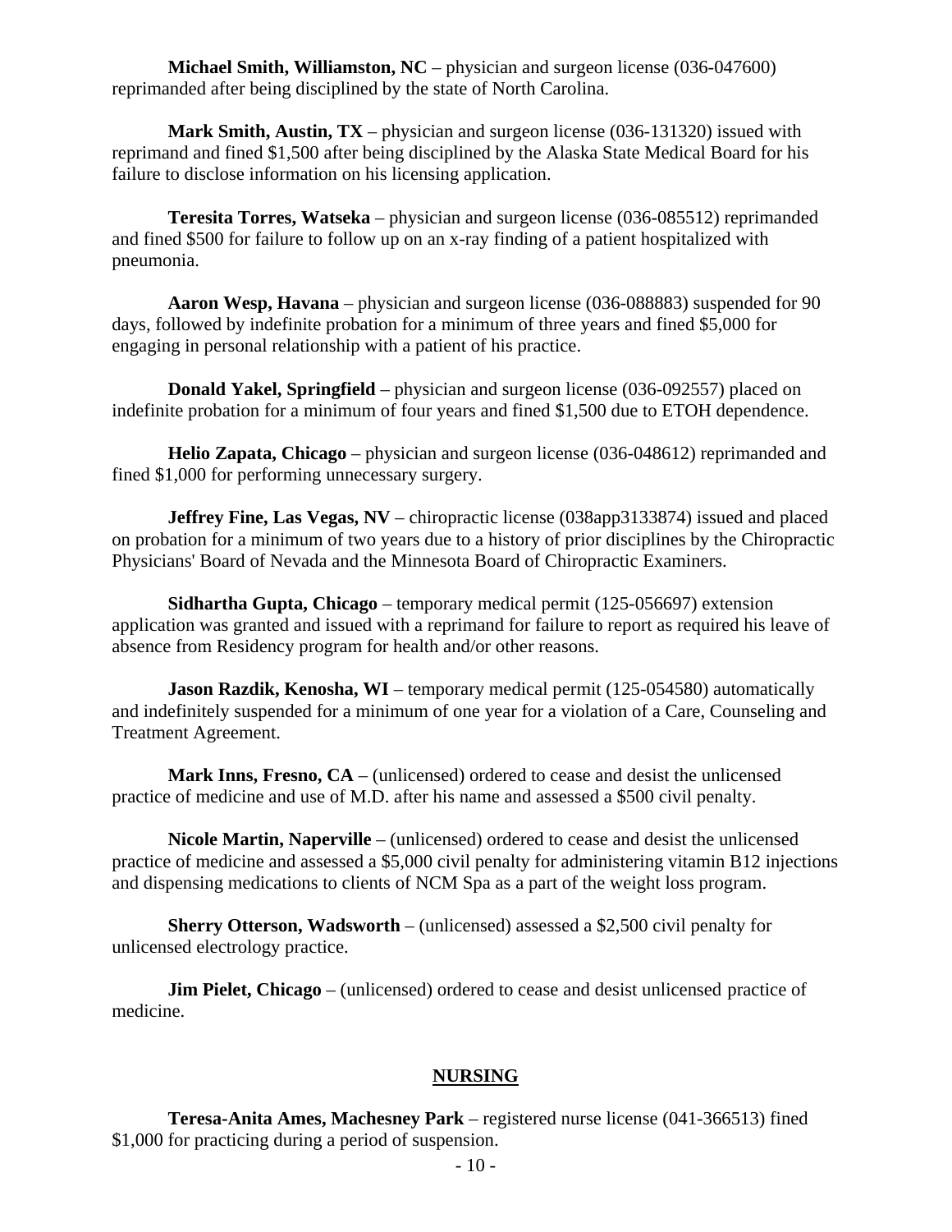**Michael Smith, Williamston, NC** – physician and surgeon license (036-047600) reprimanded after being disciplined by the state of North Carolina.

**Mark Smith, Austin, TX** – physician and surgeon license (036-131320) issued with reprimand and fined $1,500 after being disciplined by the Alaska State Medical Board for his failure to disclose information on his licensing application.

**Teresita Torres, Watseka** – physician and surgeon license (036-085512) reprimanded and fined $500 for failure to follow up on an x-ray finding of a patient hospitalized with pneumonia.

**Aaron Wesp, Havana** – physician and surgeon license (036-088883) suspended for 90 days, followed by indefinite probation for a minimum of three years and fined $5,000 for engaging in personal relationship with a patient of his practice.

**Donald Yakel, Springfield** – physician and surgeon license (036-092557) placed on indefinite probation for a minimum of four years and fined $1,500 due to ETOH dependence.

**Helio Zapata, Chicago** – physician and surgeon license (036-048612) reprimanded and fined $1,000 for performing unnecessary surgery.

**Jeffrey Fine, Las Vegas, NV** – chiropractic license (038app3133874) issued and placed on probation for a minimum of two years due to a history of prior disciplines by the Chiropractic Physicians' Board of Nevada and the Minnesota Board of Chiropractic Examiners.

**Sidhartha Gupta, Chicago** – temporary medical permit (125-056697) extension application was granted and issued with a reprimand for failure to report as required his leave of absence from Residency program for health and/or other reasons.

**Jason Razdik, Kenosha, WI** – temporary medical permit (125-054580) automatically and indefinitely suspended for a minimum of one year for a violation of a Care, Counseling and Treatment Agreement.

**Mark Inns, Fresno, CA** – (unlicensed) ordered to cease and desist the unlicensed practice of medicine and use of M.D. after his name and assessed a $500 civil penalty.

**Nicole Martin, Naperville** – (unlicensed) ordered to cease and desist the unlicensed practice of medicine and assessed a $5,000 civil penalty for administering vitamin B12 injections and dispensing medications to clients of NCM Spa as a part of the weight loss program.

**Sherry Otterson, Wadsworth** – (unlicensed) assessed a $2,500 civil penalty for unlicensed electrology practice.

**Jim Pielet, Chicago** – (unlicensed) ordered to cease and desist unlicensed practice of medicine.

## NURSING

**Teresa-Anita Ames, Machesney Park** – registered nurse license (041-366513) fined $1,000 for practicing during a period of suspension.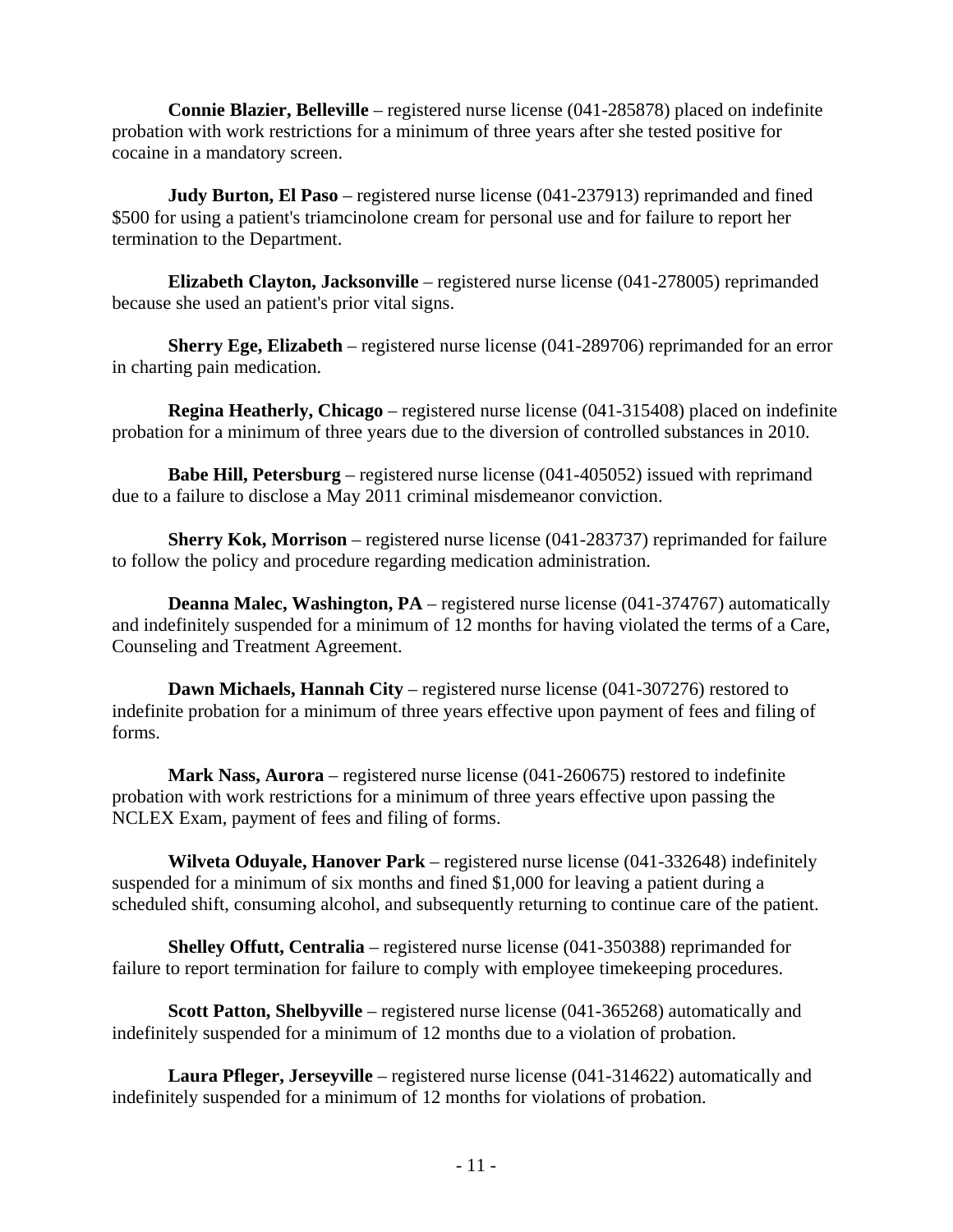**Connie Blazier, Belleville** – registered nurse license (041-285878) placed on indefinite probation with work restrictions for a minimum of three years after she tested positive for cocaine in a mandatory screen.

**Judy Burton, El Paso** – registered nurse license (041-237913) reprimanded and fined $500 for using a patient's triamcinolone cream for personal use and for failure to report her termination to the Department.

**Elizabeth Clayton, Jacksonville** – registered nurse license (041-278005) reprimanded because she used an patient's prior vital signs.

**Sherry Ege, Elizabeth** – registered nurse license (041-289706) reprimanded for an error in charting pain medication.

**Regina Heatherly, Chicago** – registered nurse license (041-315408) placed on indefinite probation for a minimum of three years due to the diversion of controlled substances in 2010.

**Babe Hill, Petersburg** – registered nurse license (041-405052) issued with reprimand due to a failure to disclose a May 2011 criminal misdemeanor conviction.

**Sherry Kok, Morrison** – registered nurse license (041-283737) reprimanded for failure to follow the policy and procedure regarding medication administration.

**Deanna Malec, Washington, PA** – registered nurse license (041-374767) automatically and indefinitely suspended for a minimum of 12 months for having violated the terms of a Care, Counseling and Treatment Agreement.

**Dawn Michaels, Hannah City** – registered nurse license (041-307276) restored to indefinite probation for a minimum of three years effective upon payment of fees and filing of forms.

**Mark Nass, Aurora** – registered nurse license (041-260675) restored to indefinite probation with work restrictions for a minimum of three years effective upon passing the NCLEX Exam, payment of fees and filing of forms.

**Wilveta Oduyale, Hanover Park** – registered nurse license (041-332648) indefinitely suspended for a minimum of six months and fined $1,000 for leaving a patient during a scheduled shift, consuming alcohol, and subsequently returning to continue care of the patient.

**Shelley Offutt, Centralia** – registered nurse license (041-350388) reprimanded for failure to report termination for failure to comply with employee timekeeping procedures.

**Scott Patton, Shelbyville** – registered nurse license (041-365268) automatically and indefinitely suspended for a minimum of 12 months due to a violation of probation.

**Laura Pfleger, Jerseyville** – registered nurse license (041-314622) automatically and indefinitely suspended for a minimum of 12 months for violations of probation.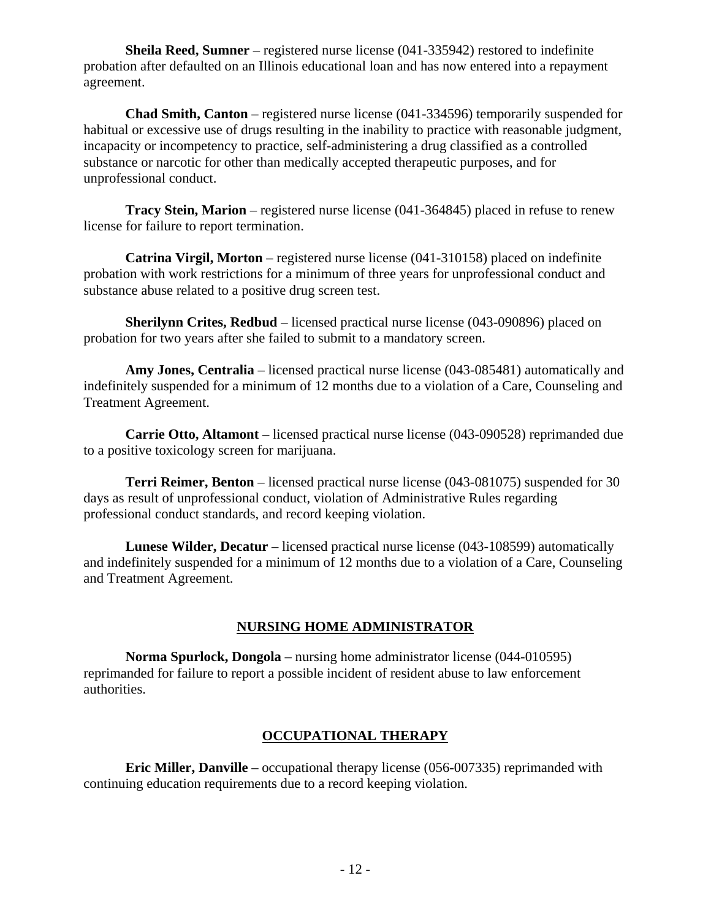**Sheila Reed, Sumner** – registered nurse license (041-335942) restored to indefinite probation after defaulted on an Illinois educational loan and has now entered into a repayment agreement.

**Chad Smith, Canton** – registered nurse license (041-334596) temporarily suspended for habitual or excessive use of drugs resulting in the inability to practice with reasonable judgment, incapacity or incompetency to practice, self-administering a drug classified as a controlled substance or narcotic for other than medically accepted therapeutic purposes, and for unprofessional conduct.

**Tracy Stein, Marion** – registered nurse license (041-364845) placed in refuse to renew license for failure to report termination.

**Catrina Virgil, Morton** – registered nurse license (041-310158) placed on indefinite probation with work restrictions for a minimum of three years for unprofessional conduct and substance abuse related to a positive drug screen test.

**Sherilynn Crites, Redbud** – licensed practical nurse license (043-090896) placed on probation for two years after she failed to submit to a mandatory screen.

**Amy Jones, Centralia** – licensed practical nurse license (043-085481) automatically and indefinitely suspended for a minimum of 12 months due to a violation of a Care, Counseling and Treatment Agreement.

**Carrie Otto, Altamont** – licensed practical nurse license (043-090528) reprimanded due to a positive toxicology screen for marijuana.

**Terri Reimer, Benton** – licensed practical nurse license (043-081075) suspended for 30 days as result of unprofessional conduct, violation of Administrative Rules regarding professional conduct standards, and record keeping violation.

**Lunese Wilder, Decatur** – licensed practical nurse license (043-108599) automatically and indefinitely suspended for a minimum of 12 months due to a violation of a Care, Counseling and Treatment Agreement.

## NURSING HOME ADMINISTRATOR

**Norma Spurlock, Dongola** – nursing home administrator license (044-010595) reprimanded for failure to report a possible incident of resident abuse to law enforcement authorities.

## OCCUPATIONAL THERAPY

**Eric Miller, Danville** – occupational therapy license (056-007335) reprimanded with continuing education requirements due to a record keeping violation.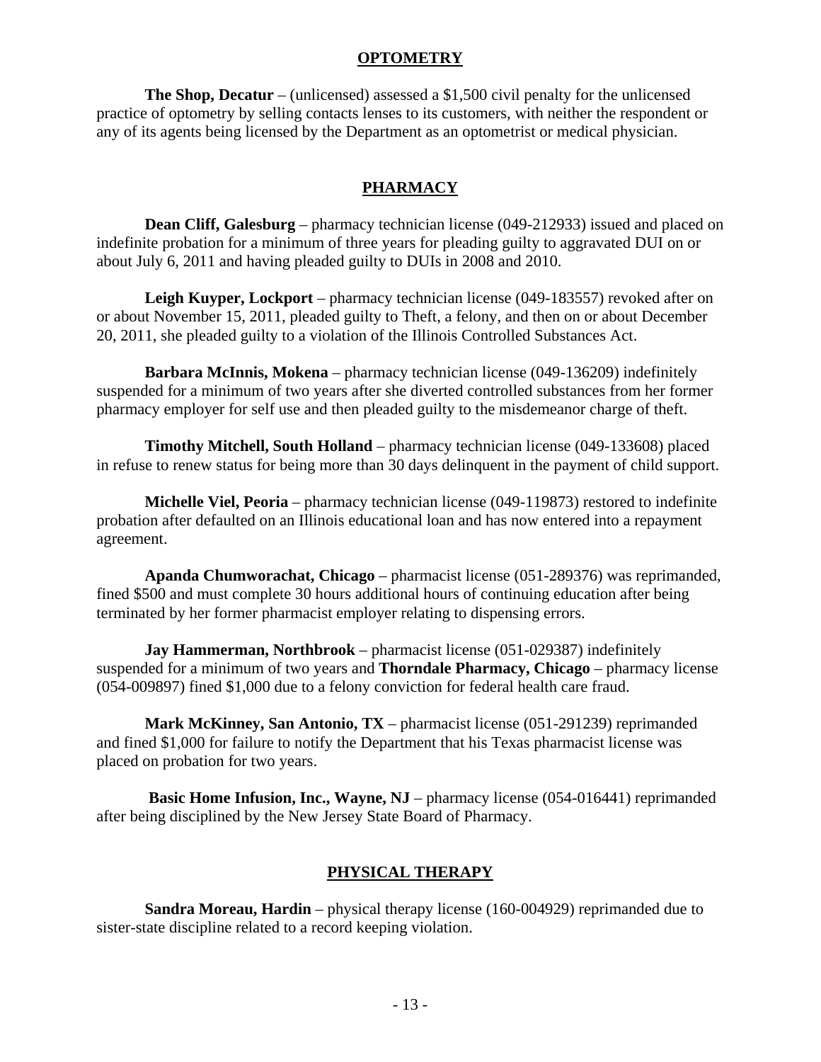## OPTOMETRY

**The Shop, Decatur** – (unlicensed) assessed a $1,500 civil penalty for the unlicensed practice of optometry by selling contacts lenses to its customers, with neither the respondent or any of its agents being licensed by the Department as an optometrist or medical physician.

## PHARMACY

**Dean Cliff, Galesburg** – pharmacy technician license (049-212933) issued and placed on indefinite probation for a minimum of three years for pleading guilty to aggravated DUI on or about July 6, 2011 and having pleaded guilty to DUIs in 2008 and 2010.

**Leigh Kuyper, Lockport** – pharmacy technician license (049-183557) revoked after on or about November 15, 2011, pleaded guilty to Theft, a felony, and then on or about December 20, 2011, she pleaded guilty to a violation of the Illinois Controlled Substances Act.

**Barbara McInnis, Mokena** – pharmacy technician license (049-136209) indefinitely suspended for a minimum of two years after she diverted controlled substances from her former pharmacy employer for self use and then pleaded guilty to the misdemeanor charge of theft.

**Timothy Mitchell, South Holland** – pharmacy technician license (049-133608) placed in refuse to renew status for being more than 30 days delinquent in the payment of child support.

**Michelle Viel, Peoria** – pharmacy technician license (049-119873) restored to indefinite probation after defaulted on an Illinois educational loan and has now entered into a repayment agreement.

**Apanda Chumworachat, Chicago** – pharmacist license (051-289376) was reprimanded, fined $500 and must complete 30 hours additional hours of continuing education after being terminated by her former pharmacist employer relating to dispensing errors.

**Jay Hammerman, Northbrook** – pharmacist license (051-029387) indefinitely suspended for a minimum of two years and **Thorndale Pharmacy, Chicago** – pharmacy license (054-009897) fined $1,000 due to a felony conviction for federal health care fraud.

**Mark McKinney, San Antonio, TX** – pharmacist license (051-291239) reprimanded and fined $1,000 for failure to notify the Department that his Texas pharmacist license was placed on probation for two years.

**Basic Home Infusion, Inc., Wayne, NJ** – pharmacy license (054-016441) reprimanded after being disciplined by the New Jersey State Board of Pharmacy.

## PHYSICAL THERAPY

**Sandra Moreau, Hardin** – physical therapy license (160-004929) reprimanded due to sister-state discipline related to a record keeping violation.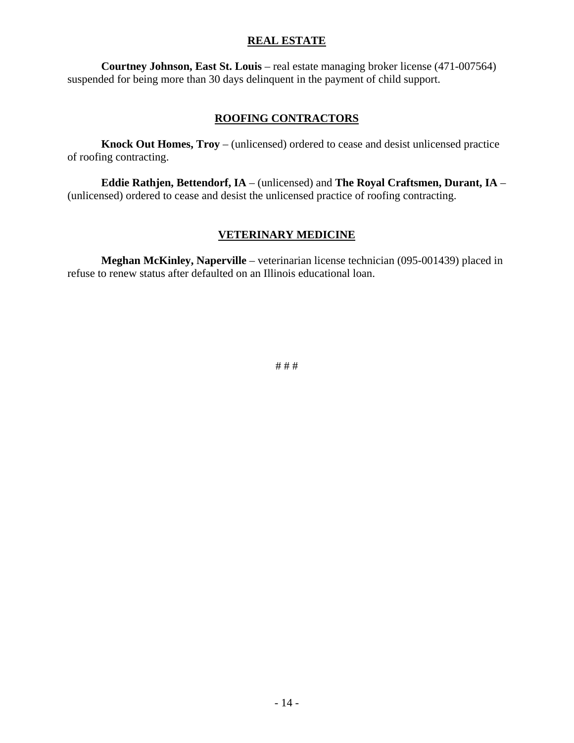## REAL ESTATE

**Courtney Johnson, East St. Louis** – real estate managing broker license (471-007564) suspended for being more than 30 days delinquent in the payment of child support.

## ROOFING CONTRACTORS

**Knock Out Homes, Troy** – (unlicensed) ordered to cease and desist unlicensed practice of roofing contracting.

**Eddie Rathjen, Bettendorf, IA** – (unlicensed) and **The Royal Craftsmen, Durant, IA** – (unlicensed) ordered to cease and desist the unlicensed practice of roofing contracting.

## VETERINARY MEDICINE

**Meghan McKinley, Naperville** – veterinarian license technician (095-001439) placed in refuse to renew status after defaulted on an Illinois educational loan.

# # #